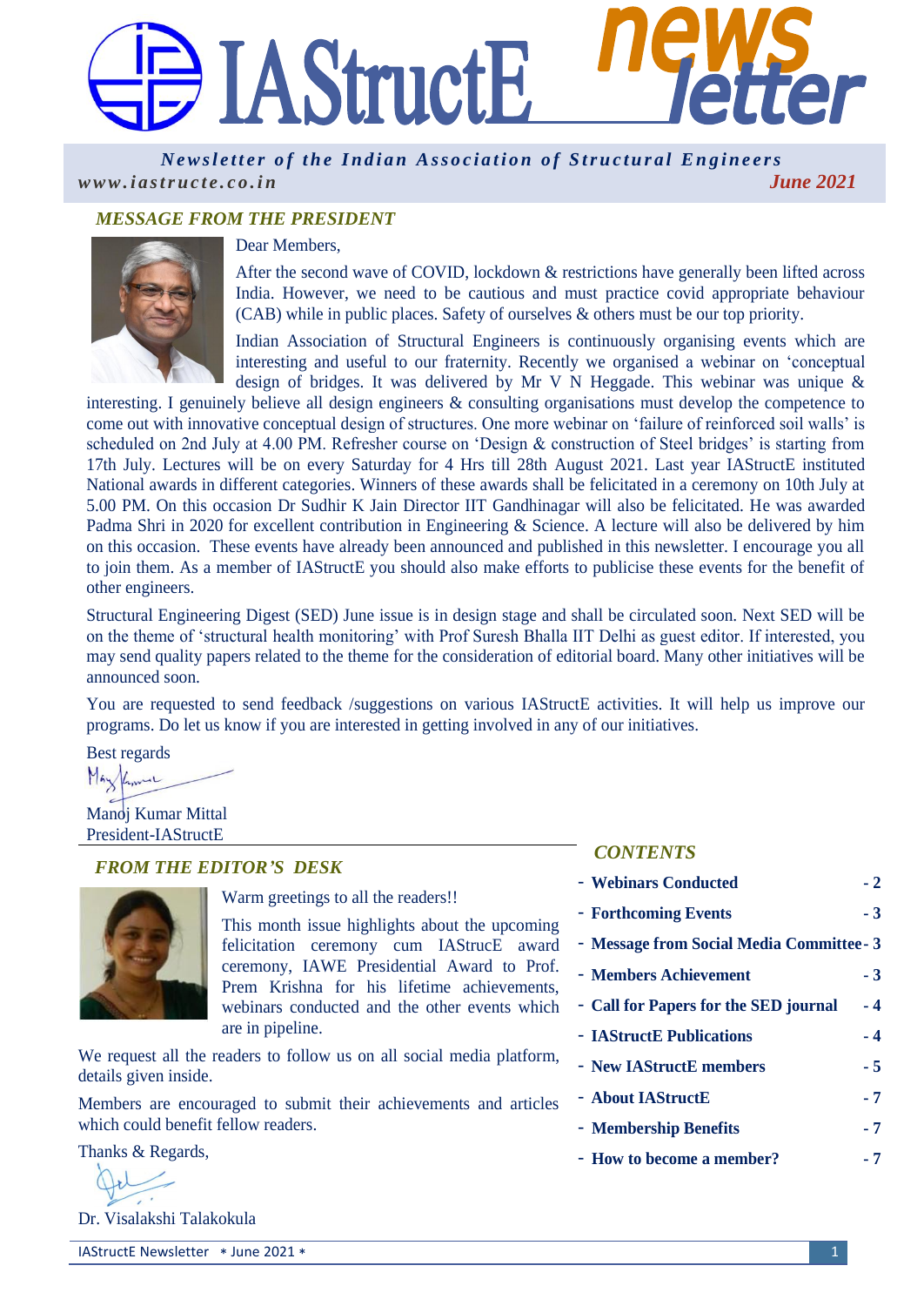# IAStructE news letter

*Newsletter of the Indian Association of Structural Engineers*

*www.iastructe.co.in* — *June 2021*

## MESSAGE FROM THE PRESIDENT

Dear Members,

After the second wave of COVID, lockdown & restrictions have generally been lifted across India. However, we need to be cautious and must practice covid appropriate behaviour (CAB) while in public places. Safety of ourselves & others must be our top priority.

Indian Association of Structural Engineers is continuously organising events which are interesting and useful to our fraternity. Recently we organised a webinar on 'conceptual design of bridges. It was delivered by Mr V N Heggade. This webinar was unique & interesting. I genuinely believe all design engineers & consulting organisations must develop the competence to come out with innovative conceptual design of structures. One more webinar on 'failure of reinforced soil walls' is scheduled on 2nd July at 4.00 PM. Refresher course on 'Design & construction of Steel bridges' is starting from 17th July. Lectures will be on every Saturday for 4 Hrs till 28th August 2021. Last year IAStructE instituted National awards in different categories. Winners of these awards shall be felicitated in a ceremony on 10th July at 5.00 PM. On this occasion Dr Sudhir K Jain Director IIT Gandhinagar will also be felicitated. He was awarded Padma Shri in 2020 for excellent contribution in Engineering & Science. A lecture will also be delivered by him on this occasion. These events have already been announced and published in this newsletter. I encourage you all to join them. As a member of IAStructE you should also make efforts to publicise these events for the benefit of other engineers.

Structural Engineering Digest (SED) June issue is in design stage and shall be circulated soon. Next SED will be on the theme of 'structural health monitoring' with Prof Suresh Bhalla IIT Delhi as guest editor. If interested, you may send quality papers related to the theme for the consideration of editorial board. Many other initiatives will be announced soon.

You are requested to send feedback /suggestions on various IAStructE activities. It will help us improve our programs. Do let us know if you are interested in getting involved in any of our initiatives.

Best regards

Manoj Kumar Mittal
President-IAStructE

## FROM THE EDITOR'S DESK

Warm greetings to all the readers!!

This month issue highlights about the upcoming felicitation ceremony cum IAStrucE award ceremony, IAWE Presidential Award to Prof. Prem Krishna for his lifetime achievements, webinars conducted and the other events which are in pipeline.

We request all the readers to follow us on all social media platform, details given inside.

Members are encouraged to submit their achievements and articles which could benefit fellow readers.

Thanks & Regards,

Dr. Visalakshi Talakokula

## CONTENTS

- **Webinars Conducted** - 2
- **Forthcoming Events** - 3
- **Message from Social Media Committee** - 3
- **Members Achievement** - 3
- **Call for Papers for the SED journal** - 4
- **IAStructE Publications** - 4
- **New IAStructE members** - 5
- **About IAStructE** - 7
- **Membership Benefits** - 7
- **How to become a member?** - 7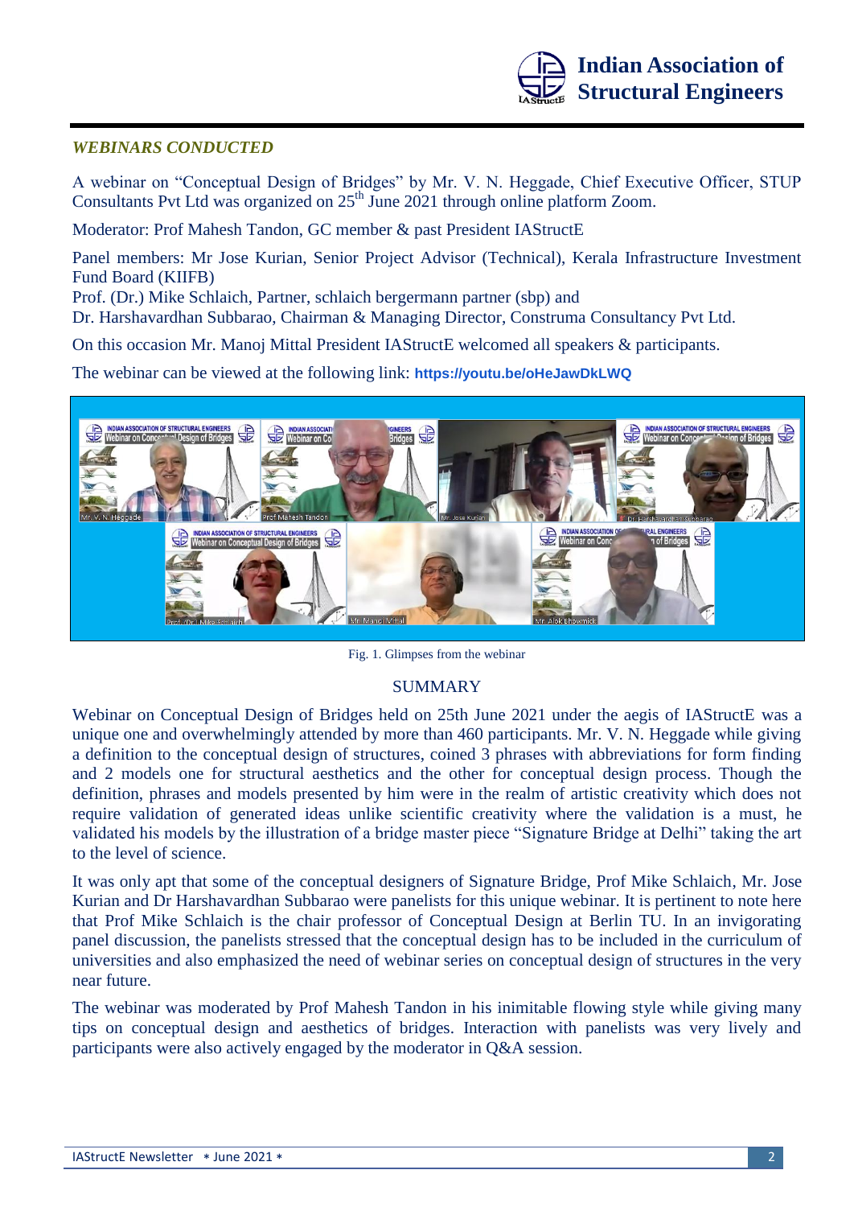## *WEBINARS CONDUCTED*

A webinar on "Conceptual Design of Bridges" by Mr. V. N. Heggade, Chief Executive Officer, STUP Consultants Pvt Ltd was organized on 25th June 2021 through online platform Zoom.

Moderator: Prof Mahesh Tandon, GC member & past President IAStructE

Panel members: Mr Jose Kurian, Senior Project Advisor (Technical), Kerala Infrastructure Investment Fund Board (KIIFB)
Prof. (Dr.) Mike Schlaich, Partner, schlaich bergermann partner (sbp) and
Dr. Harshavardhan Subbarao, Chairman & Managing Director, Construma Consultancy Pvt Ltd.

On this occasion Mr. Manoj Mittal President IAStructE welcomed all speakers & participants.

The webinar can be viewed at the following link: **https://youtu.be/oHeJawDkLWQ**

Fig. 1. Glimpses from the webinar

## SUMMARY

Webinar on Conceptual Design of Bridges held on 25th June 2021 under the aegis of IAStructE was a unique one and overwhelmingly attended by more than 460 participants. Mr. V. N. Heggade while giving a definition to the conceptual design of structures, coined 3 phrases with abbreviations for form finding and 2 models one for structural aesthetics and the other for conceptual design process. Though the definition, phrases and models presented by him were in the realm of artistic creativity which does not require validation of generated ideas unlike scientific creativity where the validation is a must, he validated his models by the illustration of a bridge master piece "Signature Bridge at Delhi" taking the art to the level of science.

It was only apt that some of the conceptual designers of Signature Bridge, Prof Mike Schlaich, Mr. Jose Kurian and Dr Harshavardhan Subbarao were panelists for this unique webinar. It is pertinent to note here that Prof Mike Schlaich is the chair professor of Conceptual Design at Berlin TU. In an invigorating panel discussion, the panelists stressed that the conceptual design has to be included in the curriculum of universities and also emphasized the need of webinar series on conceptual design of structures in the very near future.

The webinar was moderated by Prof Mahesh Tandon in his inimitable flowing style while giving many tips on conceptual design and aesthetics of bridges. Interaction with panelists was very lively and participants were also actively engaged by the moderator in Q&A session.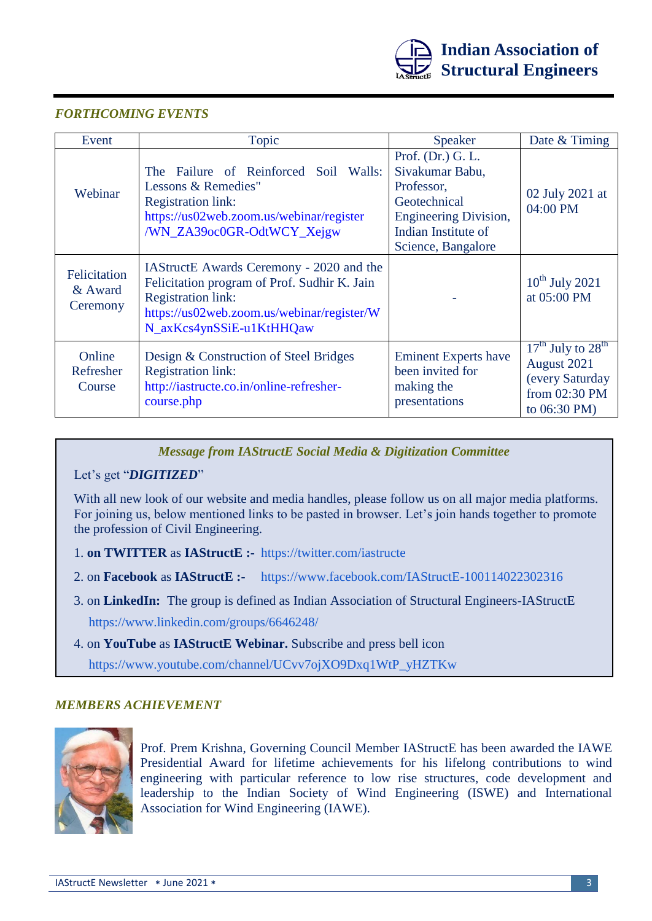## *FORTHCOMING EVENTS*

| Event | Topic | Speaker | Date & Timing |
|---|---|---|---|
| Webinar | The Failure of Reinforced Soil Walls: Lessons & Remedies" Registration link: https://us02web.zoom.us/webinar/register/WN_ZA39oc0GR-OdtWCY_Xejgw | Prof. (Dr.) G. L. Sivakumar Babu, Professor, Geotechnical Engineering Division, Indian Institute of Science, Bangalore | 02 July 2021 at 04:00 PM |
| Felicitation & Award Ceremony | IAStructE Awards Ceremony - 2020 and the Felicitation program of Prof. Sudhir K. Jain Registration link: https://us02web.zoom.us/webinar/register/WN_axKcs4ynSSiE-u1KtHHQaw | - | 10th July 2021 at 05:00 PM |
| Online Refresher Course | Design & Construction of Steel Bridges Registration link: http://iastructe.co.in/online-refresher-course.php | Eminent Experts have been invited for making the presentations | 17th July to 28th August 2021 (every Saturday from 02:30 PM to 06:30 PM) |

### *Message from IAStructE Social Media & Digitization Committee*

Let's get "***DIGITIZED***"

With all new look of our website and media handles, please follow us on all major media platforms. For joining us, below mentioned links to be pasted in browser. Let's join hands together to promote the profession of Civil Engineering.

1. **on TWITTER** as **IAStructE :-** https://twitter.com/iastructe
2. on **Facebook** as **IAStructE :-** https://www.facebook.com/IAStructE-100114022302316
3. on **LinkedIn:** The group is defined as Indian Association of Structural Engineers-IAStructE https://www.linkedin.com/groups/6646248/
4. on **YouTube** as **IAStructE Webinar.** Subscribe and press bell icon https://www.youtube.com/channel/UCvv7ojXO9Dxq1WtP_yHZTKw

## *MEMBERS ACHIEVEMENT*

Prof. Prem Krishna, Governing Council Member IAStructE has been awarded the IAWE Presidential Award for lifetime achievements for his lifelong contributions to wind engineering with particular reference to low rise structures, code development and leadership to the Indian Society of Wind Engineering (ISWE) and International Association for Wind Engineering (IAWE).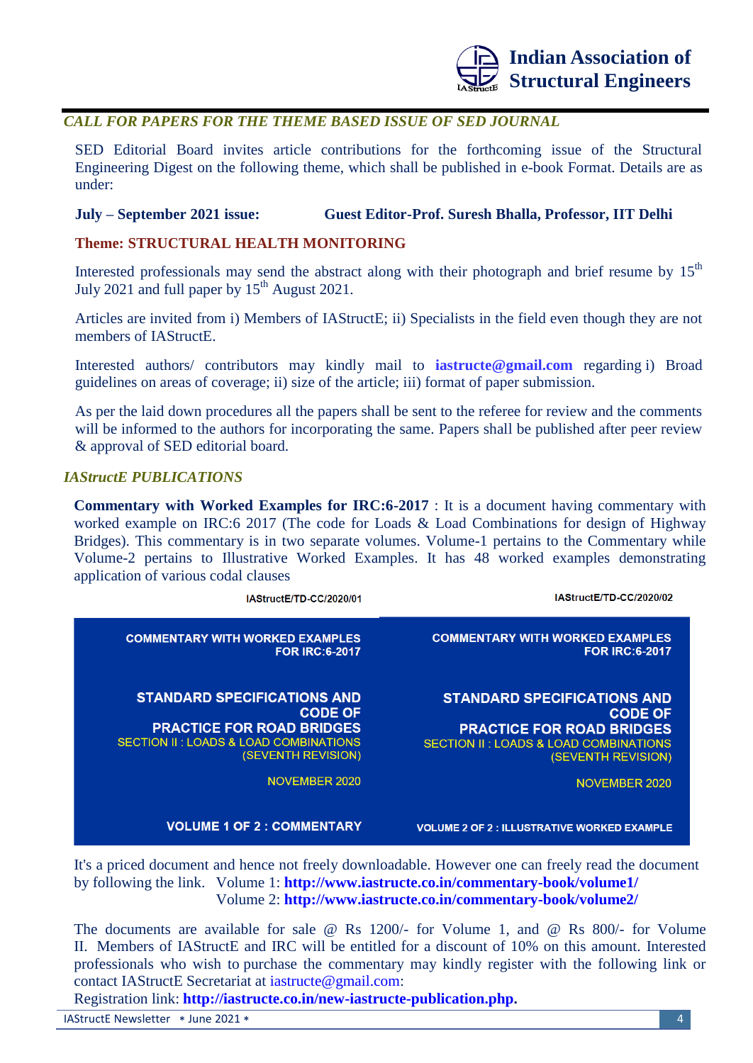## *CALL FOR PAPERS FOR THE THEME BASED ISSUE OF SED JOURNAL*

SED Editorial Board invites article contributions for the forthcoming issue of the Structural Engineering Digest on the following theme, which shall be published in e-book Format. Details are as under:

**July – September 2021 issue: Guest Editor-Prof. Suresh Bhalla, Professor, IIT Delhi**

**Theme: STRUCTURAL HEALTH MONITORING**

Interested professionals may send the abstract along with their photograph and brief resume by 15th July 2021 and full paper by 15th August 2021.

Articles are invited from i) Members of IAStructE; ii) Specialists in the field even though they are not members of IAStructE.

Interested authors/ contributors may kindly mail to **iastructe@gmail.com** regarding i) Broad guidelines on areas of coverage; ii) size of the article; iii) format of paper submission.

As per the laid down procedures all the papers shall be sent to the referee for review and the comments will be informed to the authors for incorporating the same. Papers shall be published after peer review & approval of SED editorial board.

## *IAStructE PUBLICATIONS*

**Commentary with Worked Examples for IRC:6-2017** : It is a document having commentary with worked example on IRC:6 2017 (The code for Loads & Load Combinations for design of Highway Bridges). This commentary is in two separate volumes. Volume-1 pertains to the Commentary while Volume-2 pertains to Illustrative Worked Examples. It has 48 worked examples demonstrating application of various codal clauses

| IAStructE/TD-CC/2020/01 | IAStructE/TD-CC/2020/02 |
| --- | --- |
| COMMENTARY WITH WORKED EXAMPLES FOR IRC:6-2017 | COMMENTARY WITH WORKED EXAMPLES FOR IRC:6-2017 |
| STANDARD SPECIFICATIONS AND CODE OF PRACTICE FOR ROAD BRIDGES | STANDARD SPECIFICATIONS AND CODE OF PRACTICE FOR ROAD BRIDGES |
| SECTION II : LOADS & LOAD COMBINATIONS (SEVENTH REVISION) | SECTION II : LOADS & LOAD COMBINATIONS (SEVENTH REVISION) |
| NOVEMBER 2020 | NOVEMBER 2020 |
| VOLUME 1 OF 2 : COMMENTARY | VOLUME 2 OF 2 : ILLUSTRATIVE WORKED EXAMPLE |

It's a priced document and hence not freely downloadable. However one can freely read the document by following the link. Volume 1: **http://www.iastructe.co.in/commentary-book/volume1/**
Volume 2: **http://www.iastructe.co.in/commentary-book/volume2/**

The documents are available for sale @ Rs 1200/- for Volume 1, and @ Rs 800/- for Volume II. Members of IAStructE and IRC will be entitled for a discount of 10% on this amount. Interested professionals who wish to purchase the commentary may kindly register with the following link or contact IAStructE Secretariat at iastructe@gmail.com:
Registration link: **http://iastructe.co.in/new-iastructe-publication.php.**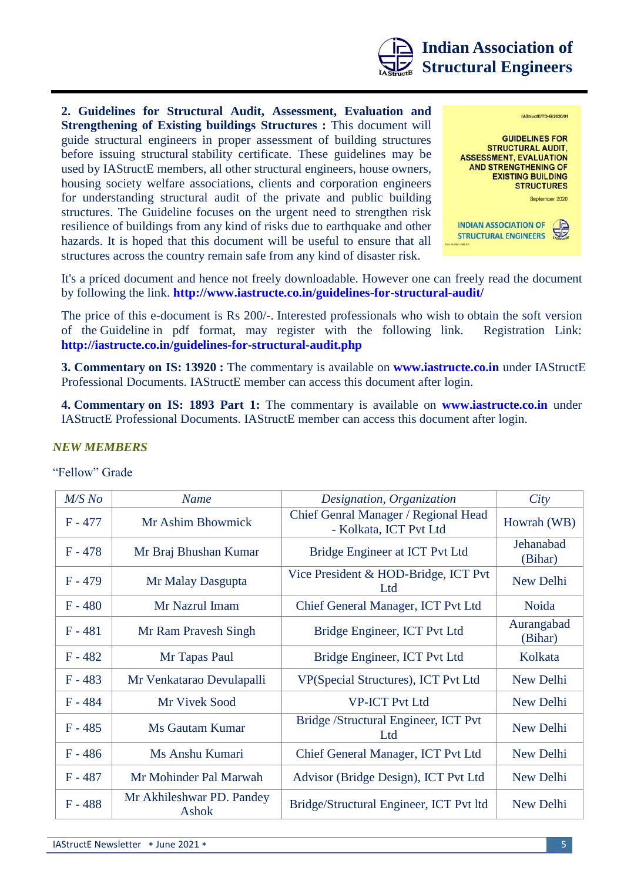**2. Guidelines for Structural Audit, Assessment, Evaluation and Strengthening of Existing buildings Structures :** This document will guide structural engineers in proper assessment of building structures before issuing structural stability certificate. These guidelines may be used by IAStructE members, all other structural engineers, house owners, housing society welfare associations, clients and corporation engineers for understanding structural audit of the private and public building structures. The Guideline focuses on the urgent need to strengthen risk resilience of buildings from any kind of risks due to earthquake and other hazards. It is hoped that this document will be useful to ensure that all structures across the country remain safe from any kind of disaster risk.

It's a priced document and hence not freely downloadable. However one can freely read the document by following the link. **http://www.iastructe.co.in/guidelines-for-structural-audit/**

The price of this e-document is Rs 200/-. Interested professionals who wish to obtain the soft version of the Guideline in pdf format, may register with the following link. Registration Link: **http://iastructe.co.in/guidelines-for-structural-audit.php**

**3. Commentary on IS: 13920 :** The commentary is available on **www.iastructe.co.in** under IAStructE Professional Documents. IAStructE member can access this document after login.

**4. Commentary on IS: 1893 Part 1:** The commentary is available on **www.iastructe.co.in** under IAStructE Professional Documents. IAStructE member can access this document after login.

## *NEW MEMBERS*

"Fellow" Grade

| *M/S No* | *Name* | *Designation, Organization* | *City* |
|---|---|---|---|
| F - 477 | Mr Ashim Bhowmick | Chief Genral Manager / Regional Head - Kolkata, ICT Pvt Ltd | Howrah (WB) |
| F - 478 | Mr Braj Bhushan Kumar | Bridge Engineer at ICT Pvt Ltd | Jehanabad (Bihar) |
| F - 479 | Mr Malay Dasgupta | Vice President & HOD-Bridge, ICT Pvt Ltd | New Delhi |
| F - 480 | Mr Nazrul Imam | Chief General Manager, ICT Pvt Ltd | Noida |
| F - 481 | Mr Ram Pravesh Singh | Bridge Engineer, ICT Pvt Ltd | Aurangabad (Bihar) |
| F - 482 | Mr Tapas Paul | Bridge Engineer, ICT Pvt Ltd | Kolkata |
| F - 483 | Mr Venkatarao Devulapalli | VP(Special Structures), ICT Pvt Ltd | New Delhi |
| F - 484 | Mr Vivek Sood | VP-ICT Pvt Ltd | New Delhi |
| F - 485 | Ms Gautam Kumar | Bridge /Structural Engineer, ICT Pvt Ltd | New Delhi |
| F - 486 | Ms Anshu Kumari | Chief General Manager, ICT Pvt Ltd | New Delhi |
| F - 487 | Mr Mohinder Pal Marwah | Advisor (Bridge Design), ICT Pvt Ltd | New Delhi |
| F - 488 | Mr Akhileshwar PD. Pandey Ashok | Bridge/Structural Engineer, ICT Pvt ltd | New Delhi |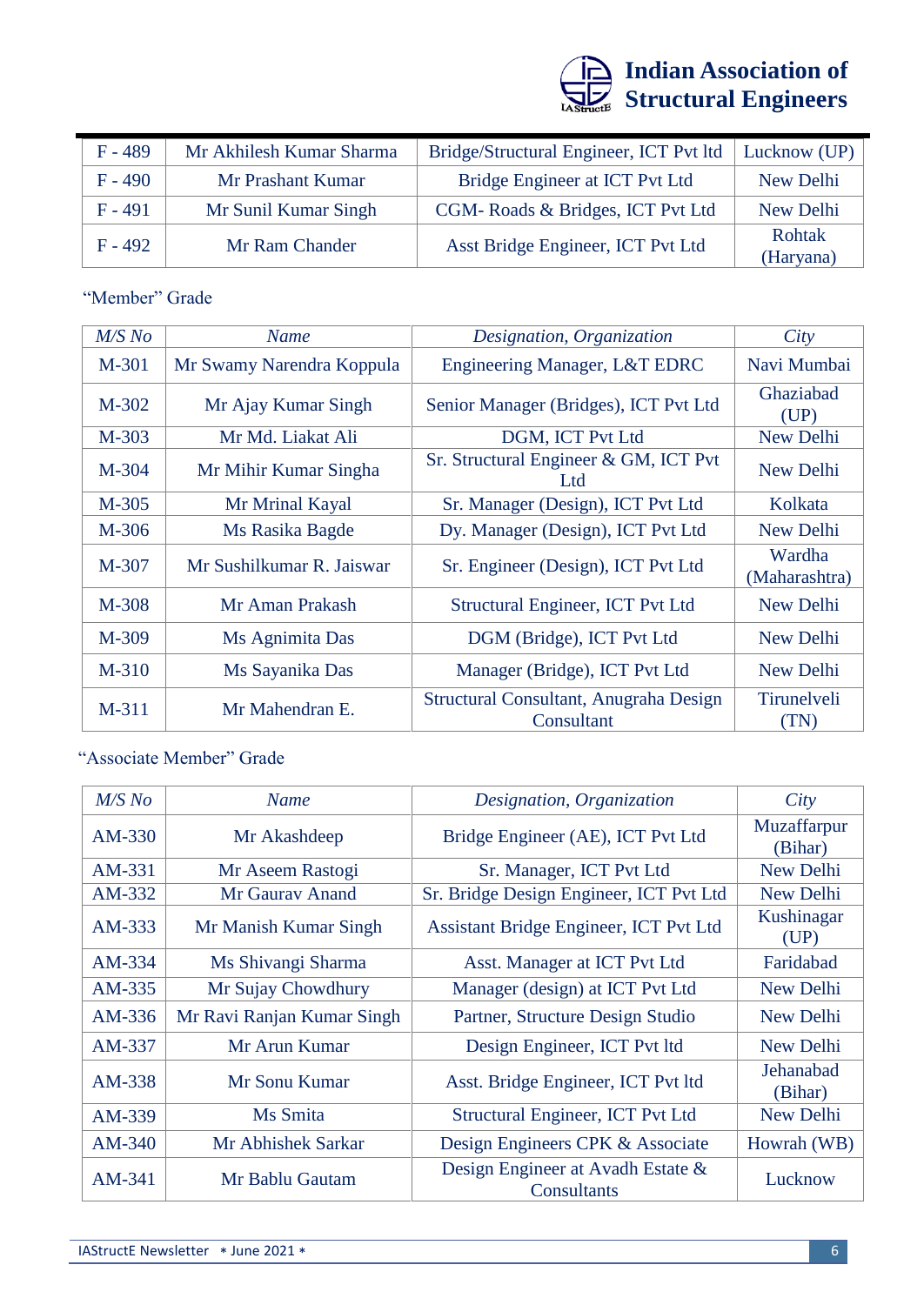| F - 489 | Mr Akhilesh Kumar Sharma | Bridge/Structural Engineer, ICT Pvt ltd | Lucknow (UP) |
|---|---|---|---|
| F - 490 | Mr Prashant Kumar | Bridge Engineer at ICT Pvt Ltd | New Delhi |
| F - 491 | Mr Sunil Kumar Singh | CGM- Roads & Bridges, ICT Pvt Ltd | New Delhi |
| F - 492 | Mr Ram Chander | Asst Bridge Engineer, ICT Pvt Ltd | Rohtak (Haryana) |

"Member" Grade

| *M/S No* | *Name* | *Designation, Organization* | *City* |
|---|---|---|---|
| M-301 | Mr Swamy Narendra Koppula | Engineering Manager, L&T EDRC | Navi Mumbai |
| M-302 | Mr Ajay Kumar Singh | Senior Manager (Bridges), ICT Pvt Ltd | Ghaziabad (UP) |
| M-303 | Mr Md. Liakat Ali | DGM, ICT Pvt Ltd | New Delhi |
| M-304 | Mr Mihir Kumar Singha | Sr. Structural Engineer & GM, ICT Pvt Ltd | New Delhi |
| M-305 | Mr Mrinal Kayal | Sr. Manager (Design), ICT Pvt Ltd | Kolkata |
| M-306 | Ms Rasika Bagde | Dy. Manager (Design), ICT Pvt Ltd | New Delhi |
| M-307 | Mr Sushilkumar R. Jaiswar | Sr. Engineer (Design), ICT Pvt Ltd | Wardha (Maharashtra) |
| M-308 | Mr Aman Prakash | Structural Engineer, ICT Pvt Ltd | New Delhi |
| M-309 | Ms Agnimita Das | DGM (Bridge), ICT Pvt Ltd | New Delhi |
| M-310 | Ms Sayanika Das | Manager (Bridge), ICT Pvt Ltd | New Delhi |
| M-311 | Mr Mahendran E. | Structural Consultant, Anugraha Design Consultant | Tirunelveli (TN) |

"Associate Member" Grade

| *M/S No* | *Name* | *Designation, Organization* | *City* |
|---|---|---|---|
| AM-330 | Mr Akashdeep | Bridge Engineer (AE), ICT Pvt Ltd | Muzaffarpur (Bihar) |
| AM-331 | Mr Aseem Rastogi | Sr. Manager, ICT Pvt Ltd | New Delhi |
| AM-332 | Mr Gaurav Anand | Sr. Bridge Design Engineer, ICT Pvt Ltd | New Delhi |
| AM-333 | Mr Manish Kumar Singh | Assistant Bridge Engineer, ICT Pvt Ltd | Kushinagar (UP) |
| AM-334 | Ms Shivangi Sharma | Asst. Manager at ICT Pvt Ltd | Faridabad |
| AM-335 | Mr Sujay Chowdhury | Manager (design) at ICT Pvt Ltd | New Delhi |
| AM-336 | Mr Ravi Ranjan Kumar Singh | Partner, Structure Design Studio | New Delhi |
| AM-337 | Mr Arun Kumar | Design Engineer, ICT Pvt ltd | New Delhi |
| AM-338 | Mr Sonu Kumar | Asst. Bridge Engineer, ICT Pvt ltd | Jehanabad (Bihar) |
| AM-339 | Ms Smita | Structural Engineer, ICT Pvt Ltd | New Delhi |
| AM-340 | Mr Abhishek Sarkar | Design Engineers CPK & Associate | Howrah (WB) |
| AM-341 | Mr Bablu Gautam | Design Engineer at Avadh Estate & Consultants | Lucknow |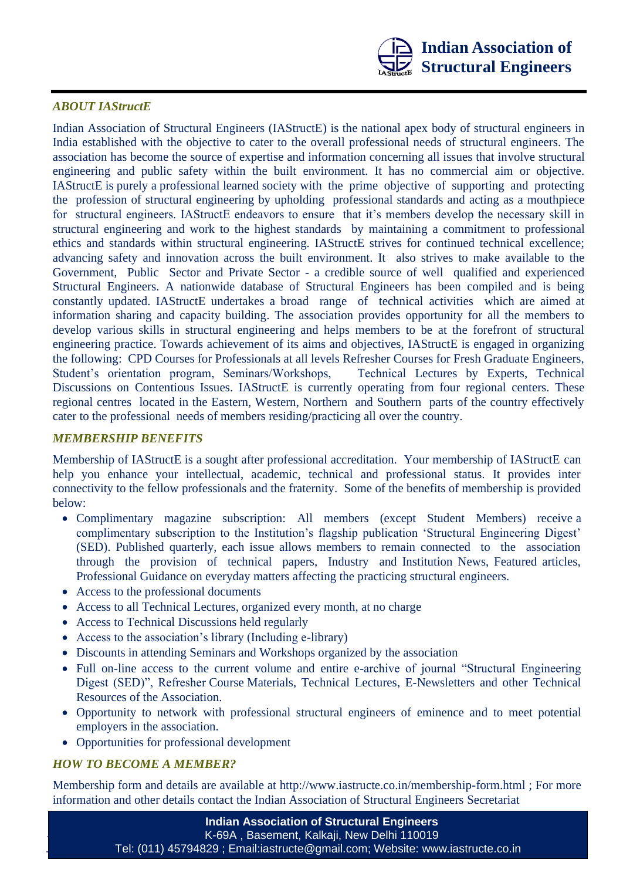# Indian Association of Structural Engineers

## *ABOUT IAStructE*

Indian Association of Structural Engineers (IAStructE) is the national apex body of structural engineers in India established with the objective to cater to the overall professional needs of structural engineers. The association has become the source of expertise and information concerning all issues that involve structural engineering and public safety within the built environment. It has no commercial aim or objective. IAStructE is purely a professional learned society with the prime objective of supporting and protecting the profession of structural engineering by upholding professional standards and acting as a mouthpiece for structural engineers. IAStructE endeavors to ensure that it's members develop the necessary skill in structural engineering and work to the highest standards by maintaining a commitment to professional ethics and standards within structural engineering. IAStructE strives for continued technical excellence; advancing safety and innovation across the built environment. It also strives to make available to the Government, Public Sector and Private Sector - a credible source of well qualified and experienced Structural Engineers. A nationwide database of Structural Engineers has been compiled and is being constantly updated. IAStructE undertakes a broad range of technical activities which are aimed at information sharing and capacity building. The association provides opportunity for all the members to develop various skills in structural engineering and helps members to be at the forefront of structural engineering practice. Towards achievement of its aims and objectives, IAStructE is engaged in organizing the following: CPD Courses for Professionals at all levels Refresher Courses for Fresh Graduate Engineers, Student's orientation program, Seminars/Workshops, Technical Lectures by Experts, Technical Discussions on Contentious Issues. IAStructE is currently operating from four regional centers. These regional centres located in the Eastern, Western, Northern and Southern parts of the country effectively cater to the professional needs of members residing/practicing all over the country.

## *MEMBERSHIP BENEFITS*

Membership of IAStructE is a sought after professional accreditation. Your membership of IAStructE can help you enhance your intellectual, academic, technical and professional status. It provides inter connectivity to the fellow professionals and the fraternity. Some of the benefits of membership is provided below:

- Complimentary magazine subscription: All members (except Student Members) receive a complimentary subscription to the Institution's flagship publication 'Structural Engineering Digest' (SED). Published quarterly, each issue allows members to remain connected to the association through the provision of technical papers, Industry and Institution News, Featured articles, Professional Guidance on everyday matters affecting the practicing structural engineers.
- Access to the professional documents
- Access to all Technical Lectures, organized every month, at no charge
- Access to Technical Discussions held regularly
- Access to the association's library (Including e-library)
- Discounts in attending Seminars and Workshops organized by the association
- Full on-line access to the current volume and entire e-archive of journal "Structural Engineering Digest (SED)", Refresher Course Materials, Technical Lectures, E-Newsletters and other Technical Resources of the Association.
- Opportunity to network with professional structural engineers of eminence and to meet potential employers in the association.
- Opportunities for professional development

## *HOW TO BECOME A MEMBER?*

Membership form and details are available at http://www.iastructe.co.in/membership-form.html ; For more information and other details contact the Indian Association of Structural Engineers Secretariat

**Indian Association of Structural Engineers**
K-69A , Basement, Kalkaji, New Delhi 110019
Tel: (011) 45794829 ; Email:iastructe@gmail.com; Website: www.iastructe.co.in